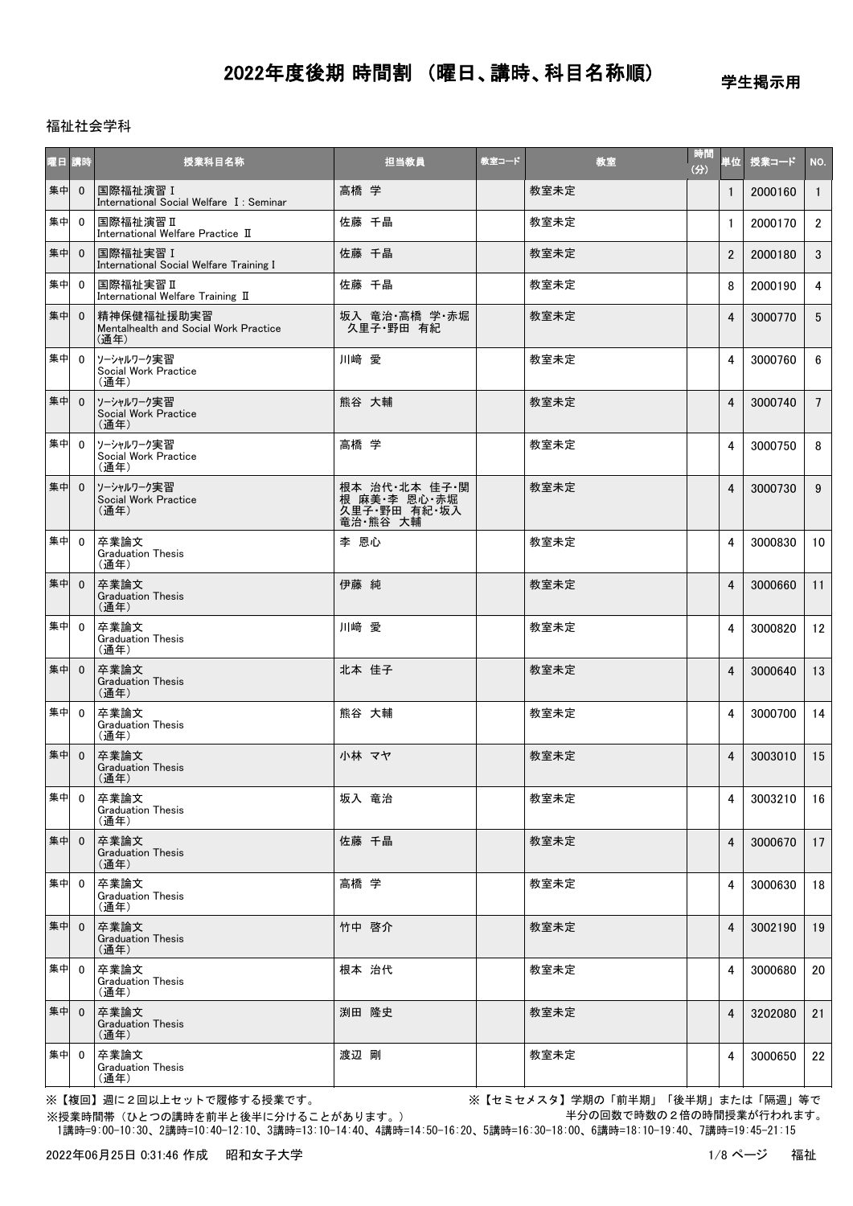# 2022年度後期 時間割 （曜日、講時、科目名称順）

学生掲示用

福祉社会学科

| 曜日 | 講時 | 授業科目名称 | 担当教員 | 教室コード | 教室 | 時間(分) | 単位 | 授業コード | NO. |
|---|---|---|---|---|---|---|---|---|---|
| 集中 | 0 | 国際福祉演習Ⅰ<br>International Social Welfare Ⅰ: Seminar | 高橋 学 | | 教室未定 | | 1 | 2000160 | 1 |
| 集中 | 0 | 国際福祉演習Ⅱ<br>International Welfare Practice Ⅱ | 佐藤 千晶 | | 教室未定 | | 1 | 2000170 | 2 |
| 集中 | 0 | 国際福祉実習Ⅰ<br>International Social Welfare Training Ⅰ | 佐藤 千晶 | | 教室未定 | | 2 | 2000180 | 3 |
| 集中 | 0 | 国際福祉実習Ⅱ<br>International Welfare Training Ⅱ | 佐藤 千晶 | | 教室未定 | | 8 | 2000190 | 4 |
| 集中 | 0 | 精神保健福祉援助実習<br>Mentalhealth and Social Work Practice<br>(通年) | 坂入 竜治・高橋 学・赤堀 久里子・野田 有紀 | | 教室未定 | | 4 | 3000770 | 5 |
| 集中 | 0 | ｿｰｼｬﾙﾜｰｸ実習<br>Social Work Practice<br>(通年) | 川崎 愛 | | 教室未定 | | 4 | 3000760 | 6 |
| 集中 | 0 | ｿｰｼｬﾙﾜｰｸ実習<br>Social Work Practice<br>(通年) | 熊谷 大輔 | | 教室未定 | | 4 | 3000740 | 7 |
| 集中 | 0 | ｿｰｼｬﾙﾜｰｸ実習<br>Social Work Practice<br>(通年) | 高橋 学 | | 教室未定 | | 4 | 3000750 | 8 |
| 集中 | 0 | ｿｰｼｬﾙﾜｰｸ実習<br>Social Work Practice<br>(通年) | 根本 治代・北本 佳子・関根 麻美・李 恩心・赤堀 久里子・野田 有紀・坂入 竜治・熊谷 大輔 | | 教室未定 | | 4 | 3000730 | 9 |
| 集中 | 0 | 卒業論文<br>Graduation Thesis<br>(通年) | 李 恩心 | | 教室未定 | | 4 | 3000830 | 10 |
| 集中 | 0 | 卒業論文<br>Graduation Thesis<br>(通年) | 伊藤 純 | | 教室未定 | | 4 | 3000660 | 11 |
| 集中 | 0 | 卒業論文<br>Graduation Thesis<br>(通年) | 川崎 愛 | | 教室未定 | | 4 | 3000820 | 12 |
| 集中 | 0 | 卒業論文<br>Graduation Thesis<br>(通年) | 北本 佳子 | | 教室未定 | | 4 | 3000640 | 13 |
| 集中 | 0 | 卒業論文<br>Graduation Thesis<br>(通年) | 熊谷 大輔 | | 教室未定 | | 4 | 3000700 | 14 |
| 集中 | 0 | 卒業論文<br>Graduation Thesis<br>(通年) | 小林 マヤ | | 教室未定 | | 4 | 3003010 | 15 |
| 集中 | 0 | 卒業論文<br>Graduation Thesis<br>(通年) | 坂入 竜治 | | 教室未定 | | 4 | 3003210 | 16 |
| 集中 | 0 | 卒業論文<br>Graduation Thesis<br>(通年) | 佐藤 千晶 | | 教室未定 | | 4 | 3000670 | 17 |
| 集中 | 0 | 卒業論文<br>Graduation Thesis<br>(通年) | 高橋 学 | | 教室未定 | | 4 | 3000630 | 18 |
| 集中 | 0 | 卒業論文<br>Graduation Thesis<br>(通年) | 竹中 啓介 | | 教室未定 | | 4 | 3002190 | 19 |
| 集中 | 0 | 卒業論文<br>Graduation Thesis<br>(通年) | 根本 治代 | | 教室未定 | | 4 | 3000680 | 20 |
| 集中 | 0 | 卒業論文<br>Graduation Thesis<br>(通年) | 渕田 隆史 | | 教室未定 | | 4 | 3202080 | 21 |
| 集中 | 0 | 卒業論文<br>Graduation Thesis<br>(通年) | 渡辺 剛 | | 教室未定 | | 4 | 3000650 | 22 |

※【複回】週に２回以上セットで履修する授業です。

※【セミセメスタ】学期の「前半期」「後半期」または「隔週」等で半分の回数で時数の２倍の時間授業が行われます。

※授業時間帯（ひとつの講時を前半と後半に分けることがあります。）
1講時=9:00-10:30、2講時=10:40-12:10、3講時=13:10-14:40、4講時=14:50-16:20、5講時=16:30-18:00、6講時=18:10-19:40、7講時=19:45-21:15

2022年06月25日 0:31:46 作成　昭和女子大学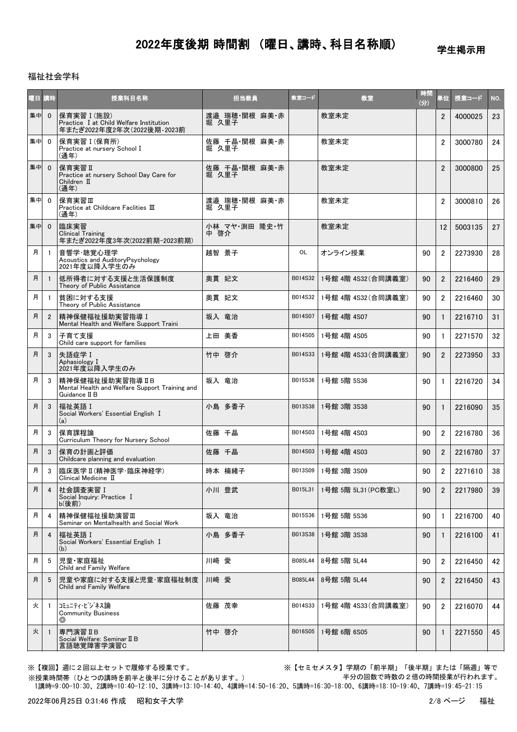# 2022年度後期 時間割 （曜日、講時、科目名称順）

学生掲示用

福祉社会学科

| 曜日 | 講時 | 授業科目名称 | 担当教員 | 教室コード | 教室 | 時間(分) | 単位 | 授業コード | NO. |
|---|---|---|---|---|---|---|---|---|---|
| 集中 | 0 | 保育実習Ⅰ(施設)<br>Practice Ⅰ at Child Welfare Institution<br>年またぎ2022年度2年次(2022後期-2023前 | 渡邉 瑞穂・関根 麻美・赤堀 久里子 | | 教室未定 | | 2 | 4000025 | 23 |
| 集中 | 0 | 保育実習Ⅰ(保育所)<br>Practice at nursery School Ⅰ<br>(通年) | 佐藤 千晶・関根 麻美・赤堀 久里子 | | 教室未定 | | 2 | 3000780 | 24 |
| 集中 | 0 | 保育実習Ⅱ<br>Practice at nursery School Day Care for Children Ⅱ<br>(通年) | 佐藤 千晶・関根 麻美・赤堀 久里子 | | 教室未定 | | 2 | 3000800 | 25 |
| 集中 | 0 | 保育実習Ⅲ<br>Practice at Childcare Faclities Ⅲ<br>(通年) | 渡邉 瑞穂・関根 麻美・赤堀 久里子 | | 教室未定 | | 2 | 3000810 | 26 |
| 集中 | 0 | 臨床実習<br>Clinical Training<br>年またぎ2022年度3年次(2022前期-2023前期) | 小林 マヤ・渕田 隆史・竹中 啓介 | | 教室未定 | | 12 | 5003135 | 27 |
| 月 | 1 | 音響学・聴覚心理学<br>Acoustics and AuditoryPsychology<br>2021年度以降入学生のみ | 越智 景子 | OL | オンライン授業 | 90 | 2 | 2273930 | 28 |
| 月 | 1 | 低所得者に対する支援と生活保護制度<br>Theory of Public Assistance | 奥貫 妃文 | B014S32 | 1号館 4階 4S32(合同講義室) | 90 | 2 | 2216460 | 29 |
| 月 | 1 | 貧困に対する支援<br>Theory of Public Assistance | 奥貫 妃文 | B014S32 | 1号館 4階 4S32(合同講義室) | 90 | 2 | 2216460 | 30 |
| 月 | 2 | 精神保健福祉援助実習指導Ⅰ<br>Mental Health and Welfare Support Traini | 坂入 竜治 | B014S07 | 1号館 4階 4S07 | 90 | 1 | 2216710 | 31 |
| 月 | 3 | 子育て支援<br>Child care support for families | 上田 美香 | B014S05 | 1号館 4階 4S05 | 90 | 1 | 2271570 | 32 |
| 月 | 3 | 失語症学Ⅰ<br>Aphasiology Ⅰ<br>2021年度以降入学生のみ | 竹中 啓介 | B014S33 | 1号館 4階 4S33(合同講義室) | 90 | 2 | 2273950 | 33 |
| 月 | 3 | 精神保健福祉援助実習指導ⅡB<br>Mental Health and Welfare Support Training and Guidance Ⅱ B | 坂入 竜治 | B015S36 | 1号館 5階 5S36 | 90 | 1 | 2216720 | 34 |
| 月 | 3 | 福祉英語Ⅰ<br>Social Workers' Essential English Ⅰ<br>(a) | 小島 多香子 | B013S38 | 1号館 3階 3S38 | 90 | 1 | 2216090 | 35 |
| 月 | 3 | 保育課程論<br>Curriculum Theory for Nursery School | 佐藤 千晶 | B014S03 | 1号館 4階 4S03 | 90 | 2 | 2216780 | 36 |
| 月 | 3 | 保育の計画と評価<br>Childcare planning and evaluation | 佐藤 千晶 | B014S03 | 1号館 4階 4S03 | 90 | 2 | 2216780 | 37 |
| 月 | 3 | 臨床医学Ⅱ(精神医学・臨床神経学)<br>Clinical Medicine Ⅱ | 時本 楠緒子 | B013S09 | 1号館 3階 3S09 | 90 | 2 | 2271610 | 38 |
| 月 | 4 | 社会調査実習Ⅰ<br>Social Inquiry: Practice Ⅰ<br>b(後前) | 小川 豊武 | B015L31 | 1号館 5階 5L31(PC教室L) | 90 | 2 | 2217980 | 39 |
| 月 | 4 | 精神保健福祉援助演習Ⅲ<br>Seminar on Mentalhealth and Social Work | 坂入 竜治 | B015S36 | 1号館 5階 5S36 | 90 | 1 | 2216700 | 40 |
| 月 | 4 | 福祉英語Ⅰ<br>Social Workers' Essential English Ⅰ<br>(b) | 小島 多香子 | B013S38 | 1号館 3階 3S38 | 90 | 1 | 2216100 | 41 |
| 月 | 5 | 児童・家庭福祉<br>Child and Family Welfare | 川崎 愛 | B085L44 | 8号館 5階 5L44 | 90 | 2 | 2216450 | 42 |
| 月 | 5 | 児童や家庭に対する支援と児童・家庭福祉制度<br>Child and Family Welfare | 川崎 愛 | B085L44 | 8号館 5階 5L44 | 90 | 2 | 2216450 | 43 |
| 火 | 1 | ｺﾐｭﾆﾃｨ･ﾋﾞｼﾞﾈｽ論<br>Community Business<br>◎ | 佐藤 茂幸 | B014S33 | 1号館 4階 4S33(合同講義室) | 90 | 2 | 2216070 | 44 |
| 火 | 1 | 専門演習ⅡB<br>Social Welfare: Seminar ⅡB<br>言語聴覚障害学演習C | 竹中 啓介 | B016S05 | 1号館 6階 6S05 | 90 | 1 | 2271550 | 45 |

※【複回】週に２回以上セットで履修する授業です。
※授業時間帯（ひとつの講時を前半と後半に分けることがあります。）
1講時=9:00-10:30、2講時=10:40-12:10、3講時=13:10-14:40、4講時=14:50-16:20、5講時=16:30-18:00、6講時=18:10-19:40、7講時=19:45-21:15

※【セミセメスタ】学期の「前半期」「後半期」または「隔週」等で半分の回数で時数の２倍の時間授業が行われます。

2022年06月25日 0:31:46 作成　昭和女子大学　　福祉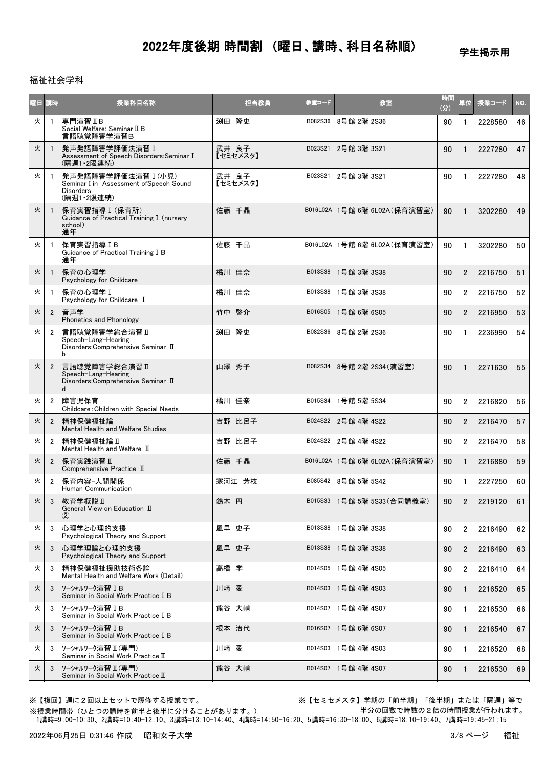# 2022年度後期 時間割 （曜日、講時、科目名称順）

学生掲示用

福祉社会学科

| 曜日 | 講時 | 授業科目名称 | 担当教員 | 教室コード | 教室 | 時間(分) | 単位 | 授業コード | NO. |
|---|---|---|---|---|---|---|---|---|---|
| 火 | 1 | 専門演習ⅡB<br>Social Welfare: SeminarⅡB<br>言語聴覚障害学演習B | 渕田 隆史 | B082S36 | 8号館 2階 2S36 | 90 | 1 | 2228580 | 46 |
| 火 | 1 | 発声発語障害学評価法演習Ⅰ<br>Assessment of Speech Disorders:SeminarⅠ<br>(隔週1・2限連続) | 武井 良子<br>【セミセメスタ】 | B023S21 | 2号館 3階 3S21 | 90 | 1 | 2227280 | 47 |
| 火 | 1 | 発声発語障害学評価法演習Ⅰ(小児)<br>SeminarⅠin Assessment ofSpeech Sound Disorders<br>(隔週1・2限連続) | 武井 良子<br>【セミセメスタ】 | B023S21 | 2号館 3階 3S21 | 90 | 1 | 2227280 | 48 |
| 火 | 1 | 保育実習指導Ⅰ(保育所)<br>Guidance of Practical TrainingⅠ(nursery school)<br>通年 | 佐藤 千晶 | B016L02A | 1号館 6階 6L02A(保育演習室) | 90 | 1 | 3202280 | 49 |
| 火 | 1 | 保育実習指導ⅠB<br>Guidance of Practical TrainingⅠB<br>通年 | 佐藤 千晶 | B016L02A | 1号館 6階 6L02A(保育演習室) | 90 | 1 | 3202280 | 50 |
| 火 | 1 | 保育の心理学<br>Psychology for Childcare | 橘川 佳奈 | B013S38 | 1号館 3階 3S38 | 90 | 2 | 2216750 | 51 |
| 火 | 1 | 保育の心理学Ⅰ<br>Psychology for Childcare Ⅰ | 橘川 佳奈 | B013S38 | 1号館 3階 3S38 | 90 | 2 | 2216750 | 52 |
| 火 | 2 | 音声学<br>Phonetics and Phonology | 竹中 啓介 | B016S05 | 1号館 6階 6S05 | 90 | 2 | 2216950 | 53 |
| 火 | 2 | 言語聴覚障害学総合演習Ⅱ<br>Speech-Lang-Hearing Disorders:Comprehensive Seminar Ⅱ<br>b | 渕田 隆史 | B082S36 | 8号館 2階 2S36 | 90 | 1 | 2236990 | 54 |
| 火 | 2 | 言語聴覚障害学総合演習Ⅱ<br>Speech-Lang-Hearing Disorders:Comprehensive Seminar Ⅱ<br>d | 山澤 秀子 | B082S34 | 8号館 2階 2S34(演習室) | 90 | 1 | 2271630 | 55 |
| 火 | 2 | 障害児保育<br>Childcare:Children with Special Needs | 橘川 佳奈 | B015S34 | 1号館 5階 5S34 | 90 | 2 | 2216820 | 56 |
| 火 | 2 | 精神保健福祉論<br>Mental Health and Welfare Studies | 吉野 比呂子 | B024S22 | 2号館 4階 4S22 | 90 | 2 | 2216470 | 57 |
| 火 | 2 | 精神保健福祉論Ⅱ<br>Mental Health and Welfare Ⅱ | 吉野 比呂子 | B024S22 | 2号館 4階 4S22 | 90 | 2 | 2216470 | 58 |
| 火 | 2 | 保育実践演習Ⅱ<br>Comprehensive Practice Ⅱ | 佐藤 千晶 | B016L02A | 1号館 6階 6L02A(保育演習室) | 90 | 1 | 2216880 | 59 |
| 火 | 2 | 保育内容-人間関係<br>Human Communication | 寒河江 芳枝 | B085S42 | 8号館 5階 5S42 | 90 | 1 | 2227250 | 60 |
| 火 | 3 | 教育学概説Ⅱ<br>General View on Education Ⅱ<br>② | 鈴木 円 | B015S33 | 1号館 5階 5S33(合同講義室) | 90 | 2 | 2219120 | 61 |
| 火 | 3 | 心理学と心理的支援<br>Psychological Theory and Support | 風早 史子 | B013S38 | 1号館 3階 3S38 | 90 | 2 | 2216490 | 62 |
| 火 | 3 | 心理学理論と心理的支援<br>Psychological Theory and Support | 風早 史子 | B013S38 | 1号館 3階 3S38 | 90 | 2 | 2216490 | 63 |
| 火 | 3 | 精神保健福祉援助技術各論<br>Mental Health and Welfare Work (Detail) | 高橋 学 | B014S05 | 1号館 4階 4S05 | 90 | 2 | 2216410 | 64 |
| 火 | 3 | ソーシャルワーク演習ⅠB<br>Seminar in Social Work PracticeⅠB | 川崎 愛 | B014S03 | 1号館 4階 4S03 | 90 | 1 | 2216520 | 65 |
| 火 | 3 | ソーシャルワーク演習ⅠB<br>Seminar in Social Work PracticeⅠB | 熊谷 大輔 | B014S07 | 1号館 4階 4S07 | 90 | 1 | 2216530 | 66 |
| 火 | 3 | ソーシャルワーク演習ⅠB<br>Seminar in Social Work PracticeⅠB | 根本 治代 | B016S07 | 1号館 6階 6S07 | 90 | 1 | 2216540 | 67 |
| 火 | 3 | ソーシャルワーク演習Ⅱ(専門)<br>Seminar in Social Work PracticeⅡ | 川崎 愛 | B014S03 | 1号館 4階 4S03 | 90 | 1 | 2216520 | 68 |
| 火 | 3 | ソーシャルワーク演習Ⅱ(専門)<br>Seminar in Social Work PracticeⅡ | 熊谷 大輔 | B014S07 | 1号館 4階 4S07 | 90 | 1 | 2216530 | 69 |

※【複回】週に２回以上セットで履修する授業です。

※【セミセメスタ】学期の「前半期」「後半期」または「隔週」等で半分の回数で時数の２倍の時間授業が行われます。

※授業時間帯（ひとつの講時を前半と後半に分けることがあります。）
1講時=9:00-10:30、2講時=10:40-12:10、3講時=13:10-14:40、4講時=14:50-16:20、5講時=16:30-18:00、6講時=18:10-19:40、7講時=19:45-21:15

2022年06月25日 0:31:46 作成　昭和女子大学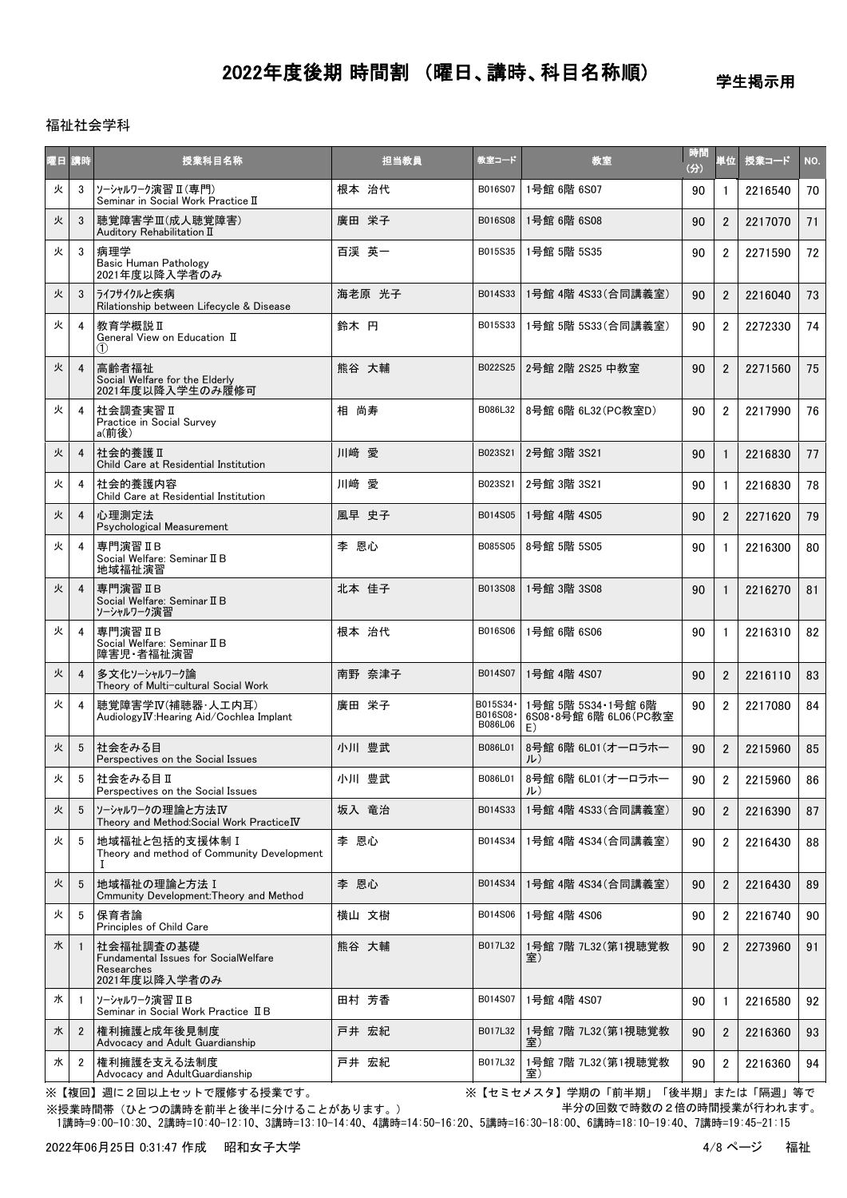# 2022年度後期 時間割 （曜日、講時、科目名称順）

学生掲示用

福祉社会学科

| 曜日 | 講時 | 授業科目名称 | 担当教員 | 教室コード | 教室 | 時間(分) | 単位 | 授業コード | NO. |
|---|---|---|---|---|---|---|---|---|---|
| 火 | 3 | ｿｰｼｬﾙﾜｰｸ演習Ⅱ(専門)<br>Seminar in Social Work Practice Ⅱ | 根本 治代 | B016S07 | 1号館 6階 6S07 | 90 | 1 | 2216540 | 70 |
| 火 | 3 | 聴覚障害学Ⅲ(成人聴覚障害)<br>Auditory Rehabilitation Ⅱ | 廣田 栄子 | B016S08 | 1号館 6階 6S08 | 90 | 2 | 2217070 | 71 |
| 火 | 3 | 病理学<br>Basic Human Pathology<br>2021年度以降入学者のみ | 百渓 英一 | B015S35 | 1号館 5階 5S35 | 90 | 2 | 2271590 | 72 |
| 火 | 3 | ﾗｲﾌｻｲｸﾙと疾病<br>Rilationship between Lifecycle & Disease | 海老原 光子 | B014S33 | 1号館 4階 4S33(合同講義室) | 90 | 2 | 2216040 | 73 |
| 火 | 4 | 教育学概説Ⅱ<br>General View on Education Ⅱ<br>① | 鈴木 円 | B015S33 | 1号館 5階 5S33(合同講義室) | 90 | 2 | 2272330 | 74 |
| 火 | 4 | 高齢者福祉<br>Social Welfare for the Elderly<br>2021年度以降入学生のみ履修可 | 熊谷 大輔 | B022S25 | 2号館 2階 2S25 中教室 | 90 | 2 | 2271560 | 75 |
| 火 | 4 | 社会調査実習Ⅱ<br>Practice in Social Survey<br>a(前後) | 相 尚寿 | B086L32 | 8号館 6階 6L32(PC教室D) | 90 | 2 | 2217990 | 76 |
| 火 | 4 | 社会的養護Ⅱ<br>Child Care at Residential Institution | 川崎 愛 | B023S21 | 2号館 3階 3S21 | 90 | 1 | 2216830 | 77 |
| 火 | 4 | 社会的養護内容<br>Child Care at Residential Institution | 川崎 愛 | B023S21 | 2号館 3階 3S21 | 90 | 1 | 2216830 | 78 |
| 火 | 4 | 心理測定法<br>Psychological Measurement | 風早 史子 | B014S05 | 1号館 4階 4S05 | 90 | 2 | 2271620 | 79 |
| 火 | 4 | 専門演習ⅡB<br>Social Welfare: Seminar ⅡB<br>地域福祉演習 | 李 恩心 | B085S05 | 8号館 5階 5S05 | 90 | 1 | 2216300 | 80 |
| 火 | 4 | 専門演習ⅡB<br>Social Welfare: Seminar ⅡB<br>ｿｰｼｬﾙﾜｰｸ演習 | 北本 佳子 | B013S08 | 1号館 3階 3S08 | 90 | 1 | 2216270 | 81 |
| 火 | 4 | 専門演習ⅡB<br>Social Welfare: Seminar ⅡB<br>障害児・者福祉演習 | 根本 治代 | B016S06 | 1号館 6階 6S06 | 90 | 1 | 2216310 | 82 |
| 火 | 4 | 多文化ｿｰｼｬﾙﾜｰｸ論<br>Theory of Multi-cultural Social Work | 南野 奈津子 | B014S07 | 1号館 4階 4S07 | 90 | 2 | 2216110 | 83 |
| 火 | 4 | 聴覚障害学Ⅳ(補聴器・人工内耳)<br>AudiologyⅣ:Hearing Aid/Cochlea Implant | 廣田 栄子 | B015S34・B016S08・B086L06 | 1号館 5階 5S34・1号館 6階 6S08・8号館 6階 6L06(PC教室E) | 90 | 2 | 2217080 | 84 |
| 火 | 5 | 社会をみる目<br>Perspectives on the Social Issues | 小川 豊武 | B086L01 | 8号館 6階 6L01(オーロラホール) | 90 | 2 | 2215960 | 85 |
| 火 | 5 | 社会をみる目Ⅱ<br>Perspectives on the Social Issues | 小川 豊武 | B086L01 | 8号館 6階 6L01(オーロラホール) | 90 | 2 | 2215960 | 86 |
| 火 | 5 | ｿｰｼｬﾙﾜｰｸの理論と方法Ⅳ<br>Theory and Method:Social Work PracticeⅣ | 坂入 竜治 | B014S33 | 1号館 4階 4S33(合同講義室) | 90 | 2 | 2216390 | 87 |
| 火 | 5 | 地域福祉と包括的支援体制Ⅰ<br>Theory and method of Community Development Ⅰ | 李 恩心 | B014S34 | 1号館 4階 4S34(合同講義室) | 90 | 2 | 2216430 | 88 |
| 火 | 5 | 地域福祉の理論と方法Ⅰ<br>Cmmunity Development:Theory and Method | 李 恩心 | B014S34 | 1号館 4階 4S34(合同講義室) | 90 | 2 | 2216430 | 89 |
| 火 | 5 | 保育者論<br>Principles of Child Care | 横山 文樹 | B014S06 | 1号館 4階 4S06 | 90 | 2 | 2216740 | 90 |
| 水 | 1 | 社会福祉調査の基礎<br>Fundamental Issues for SocialWelfare Researches<br>2021年度以降入学者のみ | 熊谷 大輔 | B017L32 | 1号館 7階 7L32(第1視聴覚教室) | 90 | 2 | 2273960 | 91 |
| 水 | 1 | ｿｰｼｬﾙﾜｰｸ演習ⅡB<br>Seminar in Social Work Practice ⅡB | 田村 芳香 | B014S07 | 1号館 4階 4S07 | 90 | 1 | 2216580 | 92 |
| 水 | 2 | 権利擁護と成年後見制度<br>Advocacy and Adult Guardianship | 戸井 宏紀 | B017L32 | 1号館 7階 7L32(第1視聴覚教室) | 90 | 2 | 2216360 | 93 |
| 水 | 2 | 権利擁護を支える法制度<br>Advocacy and AdultGuardianship | 戸井 宏紀 | B017L32 | 1号館 7階 7L32(第1視聴覚教室) | 90 | 2 | 2216360 | 94 |

※【複回】週に２回以上セットで履修する授業です。

※【セミセメスタ】学期の「前半期」「後半期」または「隔週」等で半分の回数で時数の２倍の時間授業が行われます。

※授業時間帯（ひとつの講時を前半と後半に分けることがあります。）

1講時=9:00-10:30、2講時=10:40-12:10、3講時=13:10-14:40、4講時=14:50-16:20、5講時=16:30-18:00、6講時=18:10-19:40、7講時=19:45-21:15

2022年06月25日 0:31:47 作成　昭和女子大学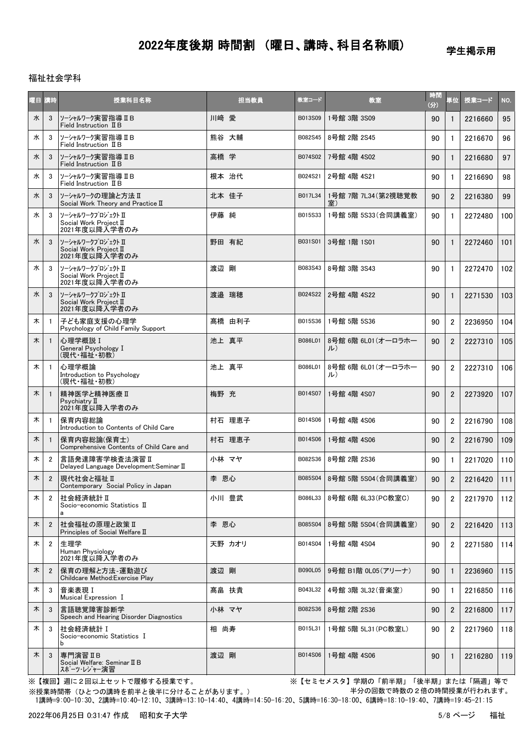# 2022年度後期 時間割 （曜日、講時、科目名称順）

学生掲示用

福祉社会学科

| 曜日 | 講時 | 授業科目名称 | 担当教員 | 教室コード | 教室 | 時間(分) | 単位 | 授業コード | NO. |
|---|---|---|---|---|---|---|---|---|---|
| 水 | 3 | ｿｰｼｬﾙﾜｰｸ実習指導ⅡB<br>Field Instruction ⅡB | 川崎 愛 | B013S09 | 1号館 3階 3S09 | 90 | 1 | 2216660 | 95 |
| 水 | 3 | ｿｰｼｬﾙﾜｰｸ実習指導ⅡB<br>Field Instruction ⅡB | 熊谷 大輔 | B082S45 | 8号館 2階 2S45 | 90 | 1 | 2216670 | 96 |
| 水 | 3 | ｿｰｼｬﾙﾜｰｸ実習指導ⅡB<br>Field Instruction ⅡB | 高橋 学 | B074S02 | 7号館 4階 4S02 | 90 | 1 | 2216680 | 97 |
| 水 | 3 | ｿｰｼｬﾙﾜｰｸ実習指導ⅡB<br>Field Instruction ⅡB | 根本 治代 | B024S21 | 2号館 4階 4S21 | 90 | 1 | 2216690 | 98 |
| 水 | 3 | ｿｰｼｬﾙﾜｰｸの理論と方法Ⅱ<br>Social Work Theory and Practice Ⅱ | 北本 佳子 | B017L34 | 1号館 7階 7L34(第2視聴覚教室) | 90 | 2 | 2216380 | 99 |
| 水 | 3 | ｿｰｼｬﾙﾜｰｸﾌﾟﾛｼﾞｪｸﾄⅡ<br>Social Work Project Ⅱ<br>2021年度以降入学者のみ | 伊藤 純 | B015S33 | 1号館 5階 5S33(合同講義室) | 90 | 1 | 2272480 | 100 |
| 水 | 3 | ｿｰｼｬﾙﾜｰｸﾌﾟﾛｼﾞｪｸﾄⅡ<br>Social Work Project Ⅱ<br>2021年度以降入学者のみ | 野田 有紀 | B031S01 | 3号館 1階 1S01 | 90 | 1 | 2272460 | 101 |
| 水 | 3 | ｿｰｼｬﾙﾜｰｸﾌﾟﾛｼﾞｪｸﾄⅡ<br>Social Work Project Ⅱ<br>2021年度以降入学者のみ | 渡辺 剛 | B083S43 | 8号館 3階 3S43 | 90 | 1 | 2272470 | 102 |
| 水 | 3 | ｿｰｼｬﾙﾜｰｸﾌﾟﾛｼﾞｪｸﾄⅡ<br>Social Work Project Ⅱ<br>2021年度以降入学者のみ | 渡邉 瑞穂 | B024S22 | 2号館 4階 4S22 | 90 | 1 | 2271530 | 103 |
| 木 | 1 | 子ども家庭支援の心理学<br>Psychology of Child Family Support | 髙橋 由利子 | B015S36 | 1号館 5階 5S36 | 90 | 2 | 2236950 | 104 |
| 木 | 1 | 心理学概説Ⅰ<br>General Psychology Ⅰ<br>(現代・福祉・初教) | 池上 真平 | B086L01 | 8号館 6階 6L01(オーロラホール) | 90 | 2 | 2227310 | 105 |
| 木 | 1 | 心理学概論<br>Introduction to Psychology<br>(現代・福祉・初教) | 池上 真平 | B086L01 | 8号館 6階 6L01(オーロラホール) | 90 | 2 | 2227310 | 106 |
| 木 | 1 | 精神医学と精神医療Ⅱ<br>Psychiatry Ⅱ<br>2021年度以降入学者のみ | 梅野 充 | B014S07 | 1号館 4階 4S07 | 90 | 2 | 2273920 | 107 |
| 木 | 1 | 保育内容総論<br>Introduction to Contents of Child Care | 村石 理恵子 | B014S06 | 1号館 4階 4S06 | 90 | 2 | 2216790 | 108 |
| 木 | 1 | 保育内容総論(保育士)<br>Comprehensive Contents of Child Care and | 村石 理恵子 | B014S06 | 1号館 4階 4S06 | 90 | 2 | 2216790 | 109 |
| 木 | 2 | 言語発達障害学検査法演習Ⅱ<br>Delayed Language Development:Seminar Ⅱ | 小林 マヤ | B082S36 | 8号館 2階 2S36 | 90 | 1 | 2217020 | 110 |
| 木 | 2 | 現代社会と福祉Ⅱ<br>Contemporary Social Policy in Japan | 李 恩心 | B085S04 | 8号館 5階 5S04(合同講義室) | 90 | 2 | 2216420 | 111 |
| 木 | 2 | 社会経済統計Ⅱ<br>Socio-economic Statistics Ⅱ<br>a | 小川 豊武 | B086L33 | 8号館 6階 6L33(PC教室C) | 90 | 2 | 2217970 | 112 |
| 木 | 2 | 社会福祉の原理と政策Ⅱ<br>Principles of Social Welfare Ⅱ | 李 恩心 | B085S04 | 8号館 5階 5S04(合同講義室) | 90 | 2 | 2216420 | 113 |
| 木 | 2 | 生理学<br>Human Physiology<br>2021年度以降入学者のみ | 天野 カオリ | B014S04 | 1号館 4階 4S04 | 90 | 2 | 2271580 | 114 |
| 木 | 2 | 保育の理解と方法-運動遊び<br>Childcare Method:Exercise Play | 渡辺 剛 | B090L05 | 9号館 B1階 0L05(アリーナ) | 90 | 1 | 2236960 | 115 |
| 木 | 3 | 音楽表現Ⅰ<br>Musical Expression Ⅰ | 髙畠 扶貴 | B043L32 | 4号館 3階 3L32(音楽室) | 90 | 1 | 2216850 | 116 |
| 木 | 3 | 言語聴覚障害診断学<br>Speech and Hearing Disorder Diagnostics | 小林 マヤ | B082S36 | 8号館 2階 2S36 | 90 | 2 | 2216800 | 117 |
| 木 | 3 | 社会経済統計Ⅰ<br>Socio-economic Statistics Ⅰ<br>b | 相 尚寿 | B015L31 | 1号館 5階 5L31(PC教室L) | 90 | 2 | 2217960 | 118 |
| 木 | 3 | 専門演習ⅡB<br>Social Welfare: Seminar ⅡB<br>ｽﾎﾟｰﾂ･ﾚｼﾞｬｰ演習 | 渡辺 剛 | B014S06 | 1号館 4階 4S06 | 90 | 1 | 2216280 | 119 |

※【複回】週に２回以上セットで履修する授業です。　※【セミセメスタ】学期の「前半期」「後半期」または「隔週」等で半分の回数で時数の２倍の時間授業が行われます。

※授業時間帯（ひとつの講時を前半と後半に分けることがあります。）

1講時=9:00-10:30、2講時=10:40-12:10、3講時=13:10-14:40、4講時=14:50-16:20、5講時=16:30-18:00、6講時=18:10-19:40、7講時=19:45-21:15

2022年06月25日 0:31:47 作成　昭和女子大学　　福祉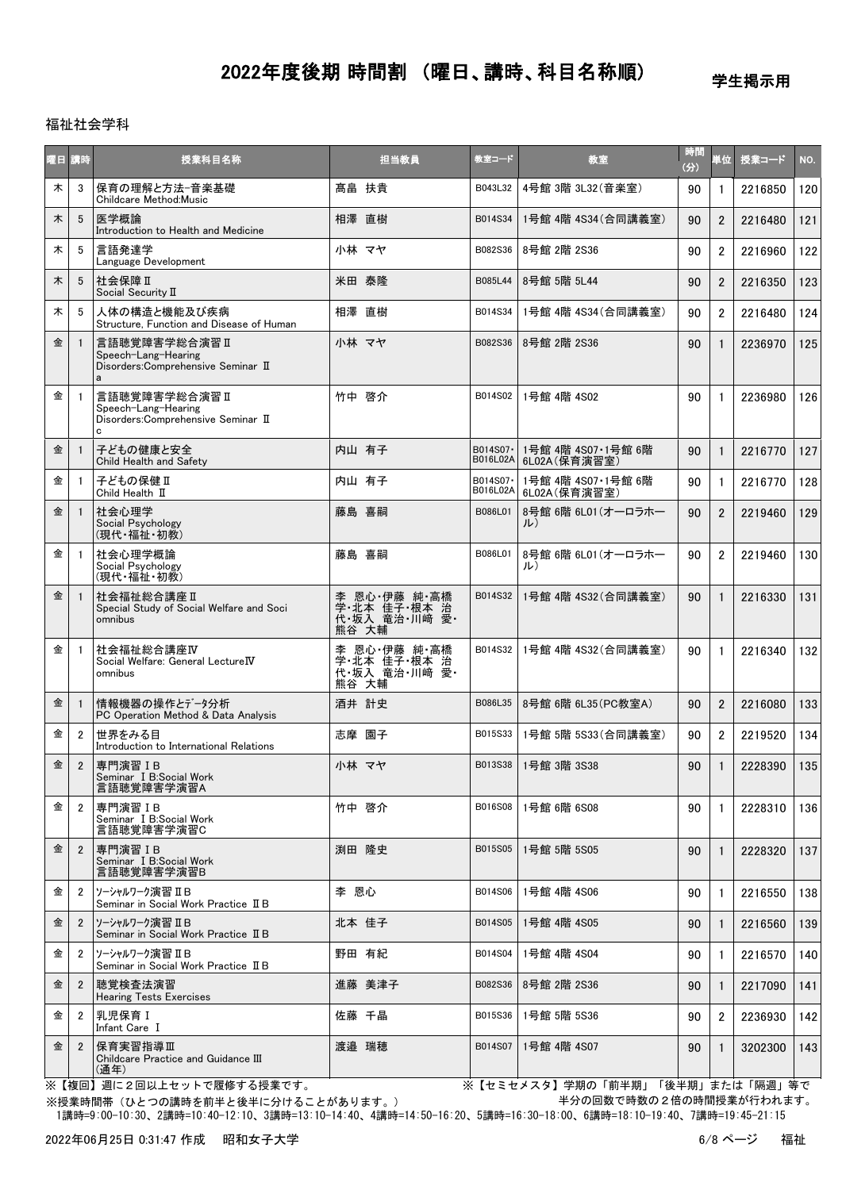# 2022年度後期 時間割 （曜日、講時、科目名称順）

学生掲示用

福祉社会学科

| 曜日 | 講時 | 授業科目名称 | 担当教員 | 教室コード | 教室 | 時間(分) | 単位 | 授業コード | NO. |
|---|---|---|---|---|---|---|---|---|---|
| 木 | 3 | 保育の理解と方法-音楽基礎<br>Childcare Method:Music | 高畠 扶貴 | B043L32 | 4号館 3階 3L32(音楽室) | 90 | 1 | 2216850 | 120 |
| 木 | 5 | 医学概論<br>Introduction to Health and Medicine | 相澤 直樹 | B014S34 | 1号館 4階 4S34(合同講義室) | 90 | 2 | 2216480 | 121 |
| 木 | 5 | 言語発達学<br>Language Development | 小林 マヤ | B082S36 | 8号館 2階 2S36 | 90 | 2 | 2216960 | 122 |
| 木 | 5 | 社会保障Ⅱ<br>Social Security Ⅱ | 米田 泰隆 | B085L44 | 8号館 5階 5L44 | 90 | 2 | 2216350 | 123 |
| 木 | 5 | 人体の構造と機能及び疾病<br>Structure, Function and Disease of Human | 相澤 直樹 | B014S34 | 1号館 4階 4S34(合同講義室) | 90 | 2 | 2216480 | 124 |
| 金 | 1 | 言語聴覚障害学総合演習Ⅱ<br>Speech-Lang-Hearing Disorders:Comprehensive Seminar Ⅱ a | 小林 マヤ | B082S36 | 8号館 2階 2S36 | 90 | 1 | 2236970 | 125 |
| 金 | 1 | 言語聴覚障害学総合演習Ⅱ<br>Speech-Lang-Hearing Disorders:Comprehensive Seminar Ⅱ c | 竹中 啓介 | B014S02 | 1号館 4階 4S02 | 90 | 1 | 2236980 | 126 |
| 金 | 1 | 子どもの健康と安全<br>Child Health and Safety | 内山 有子 | B014S07・B016L02A | 1号館 4階 4S07・1号館 6階 6L02A(保育演習室) | 90 | 1 | 2216770 | 127 |
| 金 | 1 | 子どもの保健Ⅱ<br>Child Health Ⅱ | 内山 有子 | B014S07・B016L02A | 1号館 4階 4S07・1号館 6階 6L02A(保育演習室) | 90 | 1 | 2216770 | 128 |
| 金 | 1 | 社会心理学<br>Social Psychology<br>(現代・福祉・初教) | 藤島 喜嗣 | B086L01 | 8号館 6階 6L01(オーロラホール) | 90 | 2 | 2219460 | 129 |
| 金 | 1 | 社会心理学概論<br>Social Psychology<br>(現代・福祉・初教) | 藤島 喜嗣 | B086L01 | 8号館 6階 6L01(オーロラホール) | 90 | 2 | 2219460 | 130 |
| 金 | 1 | 社会福祉総合講座Ⅱ<br>Special Study of Social Welfare and Soci<br>omnibus | 李 恩心・伊藤 純・高橋 学・北本 佳子・根本 治代・坂入 竜治・川崎 愛・熊谷 大輔 | B014S32 | 1号館 4階 4S32(合同講義室) | 90 | 1 | 2216330 | 131 |
| 金 | 1 | 社会福祉総合講座Ⅳ<br>Social Welfare: General LectureⅣ<br>omnibus | 李 恩心・伊藤 純・高橋 学・北本 佳子・根本 治代・坂入 竜治・川崎 愛・熊谷 大輔 | B014S32 | 1号館 4階 4S32(合同講義室) | 90 | 1 | 2216340 | 132 |
| 金 | 1 | 情報機器の操作とﾃﾞｰﾀ分析<br>PC Operation Method & Data Analysis | 酒井 計史 | B086L35 | 8号館 6階 6L35(PC教室A) | 90 | 2 | 2216080 | 133 |
| 金 | 2 | 世界をみる目<br>Introduction to International Relations | 志摩 園子 | B015S33 | 1号館 5階 5S33(合同講義室) | 90 | 2 | 2219520 | 134 |
| 金 | 2 | 専門演習ⅠB<br>Seminar Ⅰ B:Social Work<br>言語聴覚障害学演習A | 小林 マヤ | B013S38 | 1号館 3階 3S38 | 90 | 1 | 2228390 | 135 |
| 金 | 2 | 専門演習ⅠB<br>Seminar Ⅰ B:Social Work<br>言語聴覚障害学演習C | 竹中 啓介 | B016S08 | 1号館 6階 6S08 | 90 | 1 | 2228310 | 136 |
| 金 | 2 | 専門演習ⅠB<br>Seminar Ⅰ B:Social Work<br>言語聴覚障害学演習B | 渕田 隆史 | B015S05 | 1号館 5階 5S05 | 90 | 1 | 2228320 | 137 |
| 金 | 2 | ｿｰｼｬﾙﾜｰｸ演習ⅡB<br>Seminar in Social Work Practice ⅡB | 李 恩心 | B014S06 | 1号館 4階 4S06 | 90 | 1 | 2216550 | 138 |
| 金 | 2 | ｿｰｼｬﾙﾜｰｸ演習ⅡB<br>Seminar in Social Work Practice ⅡB | 北本 佳子 | B014S05 | 1号館 4階 4S05 | 90 | 1 | 2216560 | 139 |
| 金 | 2 | ｿｰｼｬﾙﾜｰｸ演習ⅡB<br>Seminar in Social Work Practice ⅡB | 野田 有紀 | B014S04 | 1号館 4階 4S04 | 90 | 1 | 2216570 | 140 |
| 金 | 2 | 聴覚検査法演習<br>Hearing Tests Exercises | 進藤 美津子 | B082S36 | 8号館 2階 2S36 | 90 | 1 | 2217090 | 141 |
| 金 | 2 | 乳児保育Ⅰ<br>Infant Care Ⅰ | 佐藤 千晶 | B015S36 | 1号館 5階 5S36 | 90 | 2 | 2236930 | 142 |
| 金 | 2 | 保育実習指導Ⅲ<br>Childcare Practice and Guidance Ⅲ<br>(通年) | 渡邉 瑞穂 | B014S07 | 1号館 4階 4S07 | 90 | 1 | 3202300 | 143 |

※【複回】週に２回以上セットで履修する授業です。

※【セミセメスタ】学期の「前半期」「後半期」または「隔週」等で半分の回数で時数の２倍の時間授業が行われます。

※授業時間帯（ひとつの講時を前半と後半に分けることがあります。）

1講時=9:00-10:30、2講時=10:40-12:10、3講時=13:10-14:40、4講時=14:50-16:20、5講時=16:30-18:00、6講時=18:10-19:40、7講時=19:45-21:15

2022年06月25日 0:31:47 作成　昭和女子大学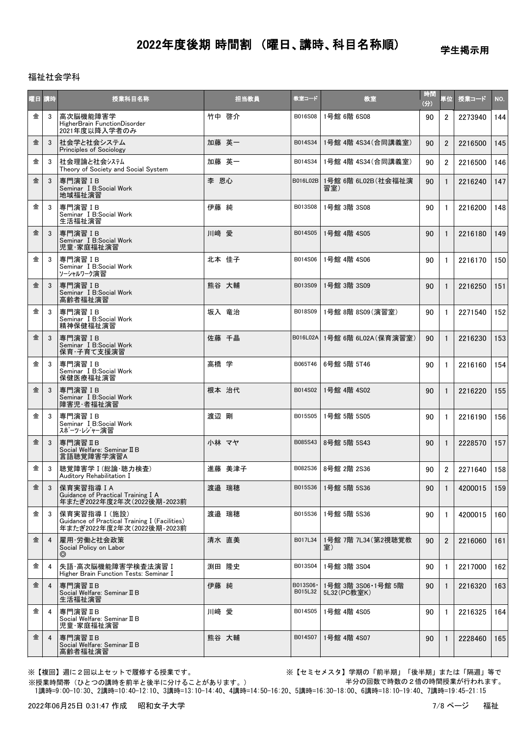# 2022年度後期 時間割 （曜日、講時、科目名称順）

学生掲示用

福祉社会学科

| 曜日 | 講時 | 授業科目名称 | 担当教員 | 教室コード | 教室 | 時間(分) | 単位 | 授業コード | NO. |
|---|---|---|---|---|---|---|---|---|---|
| 金 | 3 | 高次脳機能障害学<br>HigherBrain FunctionDisorder<br>2021年度以降入学者のみ | 竹中 啓介 | B016S08 | 1号館 6階 6S08 | 90 | 2 | 2273940 | 144 |
| 金 | 3 | 社会学と社会システム<br>Principles of Sociology | 加藤 英一 | B014S34 | 1号館 4階 4S34(合同講義室) | 90 | 2 | 2216500 | 145 |
| 金 | 3 | 社会理論と社会ｼｽﾃﾑ<br>Theory of Society and Social System | 加藤 英一 | B014S34 | 1号館 4階 4S34(合同講義室) | 90 | 2 | 2216500 | 146 |
| 金 | 3 | 専門演習ⅠB<br>Seminar ⅠB:Social Work<br>地域福祉演習 | 李 恩心 | B016L02B | 1号館 6階 6L02B(社会福祉演習室) | 90 | 1 | 2216240 | 147 |
| 金 | 3 | 専門演習ⅠB<br>Seminar ⅠB:Social Work<br>生活福祉演習 | 伊藤 純 | B013S08 | 1号館 3階 3S08 | 90 | 1 | 2216200 | 148 |
| 金 | 3 | 専門演習ⅠB<br>Seminar ⅠB:Social Work<br>児童・家庭福祉演習 | 川崎 愛 | B014S05 | 1号館 4階 4S05 | 90 | 1 | 2216180 | 149 |
| 金 | 3 | 専門演習ⅠB<br>Seminar ⅠB:Social Work<br>ｿｰｼｬﾙﾜｰｸ演習 | 北本 佳子 | B014S06 | 1号館 4階 4S06 | 90 | 1 | 2216170 | 150 |
| 金 | 3 | 専門演習ⅠB<br>Seminar ⅠB:Social Work<br>高齢者福祉演習 | 熊谷 大輔 | B013S09 | 1号館 3階 3S09 | 90 | 1 | 2216250 | 151 |
| 金 | 3 | 専門演習ⅠB<br>Seminar ⅠB:Social Work<br>精神保健福祉演習 | 坂入 竜治 | B018S09 | 1号館 8階 8S09(演習室) | 90 | 1 | 2271540 | 152 |
| 金 | 3 | 専門演習ⅠB<br>Seminar ⅠB:Social Work<br>保育・子育て支援演習 | 佐藤 千晶 | B016L02A | 1号館 6階 6L02A(保育演習室) | 90 | 1 | 2216230 | 153 |
| 金 | 3 | 専門演習ⅠB<br>Seminar ⅠB:Social Work<br>保健医療福祉演習 | 高橋 学 | B065T46 | 6号館 5階 5T46 | 90 | 1 | 2216160 | 154 |
| 金 | 3 | 専門演習ⅠB<br>Seminar ⅠB:Social Work<br>障害児・者福祉演習 | 根本 治代 | B014S02 | 1号館 4階 4S02 | 90 | 1 | 2216220 | 155 |
| 金 | 3 | 専門演習ⅠB<br>Seminar ⅠB:Social Work<br>ｽﾎﾟｰﾂ・ﾚｼﾞｬｰ演習 | 渡辺 剛 | B015S05 | 1号館 5階 5S05 | 90 | 1 | 2216190 | 156 |
| 金 | 3 | 専門演習ⅡB<br>Social Welfare: SeminarⅡB<br>言語聴覚障害学演習A | 小林 マヤ | B085S43 | 8号館 5階 5S43 | 90 | 1 | 2228570 | 157 |
| 金 | 3 | 聴覚障害学Ⅰ(総論・聴力検査)<br>Auditory Rehabilitation Ⅰ | 進藤 美津子 | B082S36 | 8号館 2階 2S36 | 90 | 2 | 2271640 | 158 |
| 金 | 3 | 保育実習指導ⅠA<br>Guidance of Practical Training ⅠA<br>年またぎ2022年度2年次(2022後期-2023前 | 渡邉 瑞穂 | B015S36 | 1号館 5階 5S36 | 90 | 1 | 4200015 | 159 |
| 金 | 3 | 保育実習指導Ⅰ(施設)<br>Guidance of Practical Training Ⅰ(Facilities)<br>年またぎ2022年度2年次(2022後期-2023前 | 渡邉 瑞穂 | B015S36 | 1号館 5階 5S36 | 90 | 1 | 4200015 | 160 |
| 金 | 4 | 雇用・労働と社会政策<br>Social Policy on Labor<br>◎ | 清水 直美 | B017L34 | 1号館 7階 7L34(第2視聴覚教室) | 90 | 2 | 2216060 | 161 |
| 金 | 4 | 失語・高次脳機能障害学検査法演習Ⅰ<br>Higher Brain Function Tests: Seminar Ⅰ | 渕田 隆史 | B013S04 | 1号館 3階 3S04 | 90 | 1 | 2217000 | 162 |
| 金 | 4 | 専門演習ⅡB<br>Social Welfare: SeminarⅡB<br>生活福祉演習 | 伊藤 純 | B013S06・B015L32 | 1号館 3階 3S06・1号館 5階 5L32(PC教室K) | 90 | 1 | 2216320 | 163 |
| 金 | 4 | 専門演習ⅡB<br>Social Welfare: SeminarⅡB<br>児童・家庭福祉演習 | 川崎 愛 | B014S05 | 1号館 4階 4S05 | 90 | 1 | 2216325 | 164 |
| 金 | 4 | 専門演習ⅡB<br>Social Welfare: SeminarⅡB<br>高齢者福祉演習 | 熊谷 大輔 | B014S07 | 1号館 4階 4S07 | 90 | 1 | 2228460 | 165 |

※【複回】週に２回以上セットで履修する授業です。

※【セミセメスタ】学期の「前半期」「後半期」または「隔週」等で半分の回数で時数の２倍の時間授業が行われます。

※授業時間帯（ひとつの講時を前半と後半に分けることがあります。）
1講時=9:00-10:30、2講時=10:40-12:10、3講時=13:10-14:40、4講時=14:50-16:20、5講時=16:30-18:00、6講時=18:10-19:40、7講時=19:45-21:15

2022年06月25日 0:31:47 作成　昭和女子大学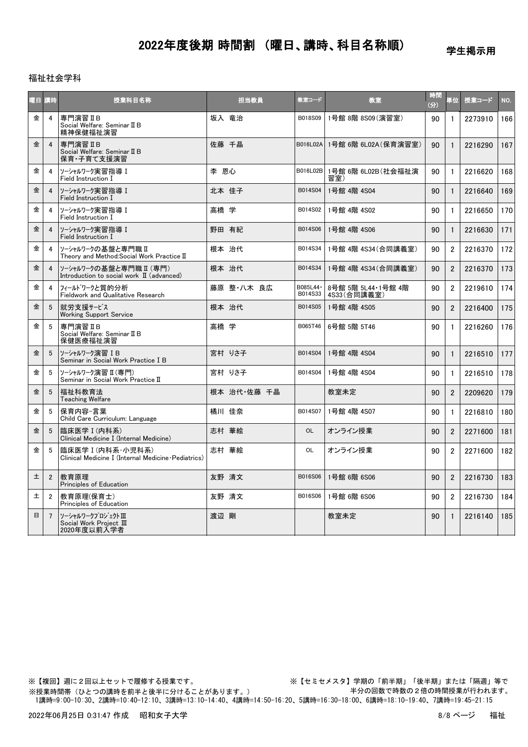# 2022年度後期 時間割 （曜日、講時、科目名称順）

学生掲示用

福祉社会学科

| 曜日 | 講時 | 授業科目名称 | 担当教員 | 教室コード | 教室 | 時間(分) | 単位 | 授業コード | NO. |
|---|---|---|---|---|---|---|---|---|---|
| 金 | 4 | 専門演習ⅡB<br>Social Welfare: Seminar ⅡB<br>精神保健福祉演習 | 坂入 竜治 | B018S09 | 1号館 8階 8S09(演習室) | 90 | 1 | 2273910 | 166 |
| 金 | 4 | 専門演習ⅡB<br>Social Welfare: Seminar ⅡB<br>保育・子育て支援演習 | 佐藤 千晶 | B016L02A | 1号館 6階 6L02A(保育演習室) | 90 | 1 | 2216290 | 167 |
| 金 | 4 | ｿｰｼｬﾙﾜｰｸ実習指導Ⅰ<br>Field Instruction Ⅰ | 李 恩心 | B016L02B | 1号館 6階 6L02B(社会福祉演習室) | 90 | 1 | 2216620 | 168 |
| 金 | 4 | ｿｰｼｬﾙﾜｰｸ実習指導Ⅰ<br>Field Instruction Ⅰ | 北本 佳子 | B014S04 | 1号館 4階 4S04 | 90 | 1 | 2216640 | 169 |
| 金 | 4 | ｿｰｼｬﾙﾜｰｸ実習指導Ⅰ<br>Field Instruction Ⅰ | 高橋 学 | B014S02 | 1号館 4階 4S02 | 90 | 1 | 2216650 | 170 |
| 金 | 4 | ｿｰｼｬﾙﾜｰｸ実習指導Ⅰ<br>Field Instruction Ⅰ | 野田 有紀 | B014S06 | 1号館 4階 4S06 | 90 | 1 | 2216630 | 171 |
| 金 | 4 | ｿｰｼｬﾙﾜｰｸの基盤と専門職Ⅱ<br>Theory and Method:Social Work Practice Ⅱ | 根本 治代 | B014S34 | 1号館 4階 4S34(合同講義室) | 90 | 2 | 2216370 | 172 |
| 金 | 4 | ｿｰｼｬﾙﾜｰｸの基盤と専門職Ⅱ(専門)<br>Introduction to social work Ⅱ (advanced) | 根本 治代 | B014S34 | 1号館 4階 4S34(合同講義室) | 90 | 2 | 2216370 | 173 |
| 金 | 4 | ﾌｨｰﾙﾄﾞﾜｰｸと質的分析<br>Fieldwork and Qualitative Research | 藤原 整・八木 良広 | B085L44・B014S33 | 8号館 5階 5L44・1号館 4階 4S33(合同講義室) | 90 | 2 | 2219610 | 174 |
| 金 | 5 | 就労支援ｻｰﾋﾞｽ<br>Working Support Service | 根本 治代 | B014S05 | 1号館 4階 4S05 | 90 | 2 | 2216400 | 175 |
| 金 | 5 | 専門演習ⅡB<br>Social Welfare: Seminar ⅡB<br>保健医療福祉演習 | 高橋 学 | B065T46 | 6号館 5階 5T46 | 90 | 1 | 2216260 | 176 |
| 金 | 5 | ｿｰｼｬﾙﾜｰｸ演習ⅠB<br>Seminar in Social Work Practice ⅠB | 宮村 りさ子 | B014S04 | 1号館 4階 4S04 | 90 | 1 | 2216510 | 177 |
| 金 | 5 | ｿｰｼｬﾙﾜｰｸ演習Ⅱ(専門)<br>Seminar in Social Work Practice Ⅱ | 宮村 りさ子 | B014S04 | 1号館 4階 4S04 | 90 | 1 | 2216510 | 178 |
| 金 | 5 | 福祉科教育法<br>Teaching Welfare | 根本 治代・佐藤 千晶 | | 教室未定 | 90 | 2 | 2209620 | 179 |
| 金 | 5 | 保育内容-言葉<br>Child Care Curriculum: Language | 橘川 佳奈 | B014S07 | 1号館 4階 4S07 | 90 | 1 | 2216810 | 180 |
| 金 | 5 | 臨床医学Ⅰ(内科系)<br>Clinical Medicine Ⅰ (Internal Medicine) | 志村 華絵 | OL | オンライン授業 | 90 | 2 | 2271600 | 181 |
| 金 | 5 | 臨床医学Ⅰ(内科系・小児科系)<br>Clinical Medicine Ⅰ (Internal Medicine・Pediatrics) | 志村 華絵 | OL | オンライン授業 | 90 | 2 | 2271600 | 182 |
| 土 | 2 | 教育原理<br>Principles of Education | 友野 清文 | B016S06 | 1号館 6階 6S06 | 90 | 2 | 2216730 | 183 |
| 土 | 2 | 教育原理(保育士)<br>Principles of Education | 友野 清文 | B016S06 | 1号館 6階 6S06 | 90 | 2 | 2216730 | 184 |
| 日 | 7 | ｿｰｼｬﾙﾜｰｸﾌﾟﾛｼﾞｪｸﾄⅢ<br>Social Work Project Ⅲ<br>2020年度以前入学者 | 渡辺 剛 | | 教室未定 | 90 | 1 | 2216140 | 185 |

※【複回】週に２回以上セットで履修する授業です。
※【セミセメスタ】学期の「前半期」「後半期」または「隔週」等で半分の回数で時数の２倍の時間授業が行われます。
※授業時間帯（ひとつの講時を前半と後半に分けることがあります。）
1講時=9:00-10:30、2講時=10:40-12:10、3講時=13:10-14:40、4講時=14:50-16:20、5講時=16:30-18:00、6講時=18:10-19:40、7講時=19:45-21:15

2022年06月25日 0:31:47 作成　昭和女子大学